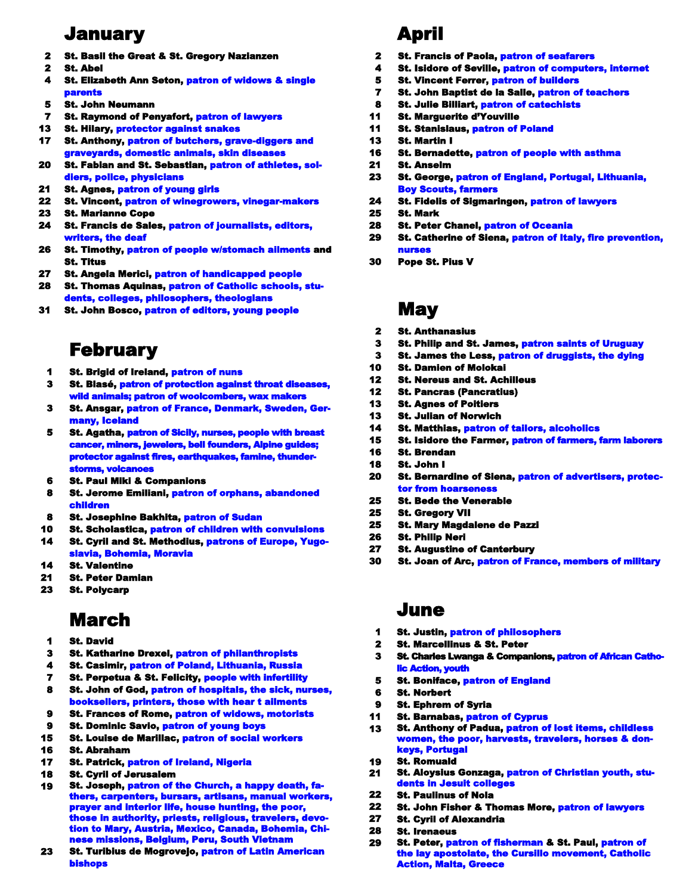# January

- **2** St. Basil the Great & St. Gregory Nazianzen
- **2** St. Abel
- **4** St. Elizabeth Ann Seton, patron of widows & single parents
- **5** St. John Neumann
- **7** St. Raymond of Penyafort, patron of lawyers
- **13** St. Hilary, protector against snakes
- **17** St. Anthony, patron of butchers, grave-diggers and graveyards, domestic animals, skin diseases
- **20** St. Fabian and St. Sebastian, patron of athletes, soldiers, police, physicians
- **21** St. Agnes, patron of young girls
- **22** St. Vincent, patron of winegrowers, vinegar-makers
- **23** St. Marianne Cope
- **24** St. Francis de Sales, patron of journalists, editors, writers, the deaf
- **26** St. Timothy, patron of people w/stomach ailments and St. Titus
- **27** St. Angela Merici, patron of handicapped people
- **28** St. Thomas Aquinas, patron of Catholic schools, students, colleges, philosophers, theologians
- **31** St. John Bosco, patron of editors, young people

# February

- **1** St. Brigid of Ireland, patron of nuns
- **3** St. Blasé, patron of protection against throat diseases, wild animals; patron of woolcombers, wax makers
- **3** St. Ansgar, patron of France, Denmark, Sweden, Germany, Iceland
- **5** St. Agatha, patron of Sicily, nurses, people with breast cancer, miners, jewelers, bell founders, Alpine guides; protector against fires, earthquakes, famine, thunderstorms, volcanoes
- **6** St. Paul Miki & Companions
- **8** St. Jerome Emiliani, patron of orphans, abandoned children
- **8** St. Josephine Bakhita, patron of Sudan
- **10** St. Scholastica, patron of children with convulsions
- **14** St. Cyril and St. Methodius, patrons of Europe, Yugoslavia, Bohemia, Moravia
- **14** St. Valentine
- **21** St. Peter Damian
- **23** St. Polycarp

# March

- **1** St. David
- **3** St. Katharine Drexel, patron of philanthropists
- **4** St. Casimir, patron of Poland, Lithuania, Russia
- **7** St. Perpetua & St. Felicity, people with infertility
- **8** St. John of God, patron of hospitals, the sick, nurses, booksellers, printers, those with hear t ailments
- **9** St. Frances of Rome, patron of widows, motorists
- **9** St. Dominic Savio, patron of young boys
- **15** St. Louise de Marillac, patron of social workers
- **16** St. Abraham
- **17** St. Patrick, patron of Ireland, Nigeria
- **18** St. Cyril of Jerusalem
- **19** St. Joseph, patron of the Church, a happy death, fathers, carpenters, bursars, artisans, manual workers, prayer and interior life, house hunting, the poor, those in authority, priests, religious, travelers, devotion to Mary, Austria, Mexico, Canada, Bohemia, Chinese missions, Belgium, Peru, South Vietnam
- **23** St. Turibius de Mogrovejo, patron of Latin American bishops

# April

- **2** St. Francis of Paola, patron of seafarers
- **4** St. Isidore of Seville, patron of computers, internet
- **5** St. Vincent Ferrer, patron of builders
- **7** St. John Baptist de la Salle, patron of teachers
- **8** St. Julie Billiart, patron of catechists
- **11** St. Marguerite d'Youville
- **11** St. Stanislaus, patron of Poland
- **13** St. Martin I
- **16** St. Bernadette, patron of people with asthma
- **21** St. Anselm
- **23** St. George, patron of England, Portugal, Lithuania, Boy Scouts, farmers
- **24** St. Fidelis of Sigmaringen, patron of lawyers
- **25** St. Mark
- **28** St. Peter Chanel, patron of Oceania
- **29** St. Catherine of Siena, patron of Italy, fire prevention, nurses
- **30** Pope St. Pius V

# May

- **2** St. Anthanasius
- **3** St. Philip and St. James, patron saints of Uruguay
- **3** St. James the Less, patron of druggists, the dying
- **10** St. Damien of Molokai
- **12** St. Nereus and St. Achilleus
- **12** St. Pancras (Pancratius)
- **13** St. Agnes of Poitiers
- **13** St. Julian of Norwich
- **14** St. Matthias, patron of tailors, alcoholics
- **15** St. Isidore the Farmer, patron of farmers, farm laborers
- **16** St. Brendan
- **18** St. John I
- **20** St. Bernardine of Siena, patron of advertisers, protector from hoarseness
- **25** St. Bede the Venerable
- **25** St. Gregory VII
- **25** St. Mary Magdalene de Pazzi
- **26** St. Philip Neri
- **27** St. Augustine of Canterbury
- **30** St. Joan of Arc, patron of France, members of military

# June

- **1** St. Justin, patron of philosophers
- **2** St. Marcellinus & St. Peter
- **3** St. Charles Lwanga & Companions, patron of African Catholic Action, youth
- **5** St. Boniface, patron of England
- **6** St. Norbert
- **9** St. Ephrem of Syria
- **11** St. Barnabas, patron of Cyprus
- **13** St. Anthony of Padua, patron of lost items, childless women, the poor, harvests, travelers, horses & donkeys, Portugal
- **19** St. Romuald
- **21** St. Aloysius Gonzaga, patron of Christian youth, students in Jesuit colleges
- **22** St. Paulinus of Nola
- **22** St. John Fisher & Thomas More, patron of lawyers
- **27** St. Cyril of Alexandria
- **28** St. Irenaeus
- **29** St. Peter, patron of fisherman & St. Paul, patron of the lay apostolate, the Cursillo movement, Catholic Action, Malta, Greece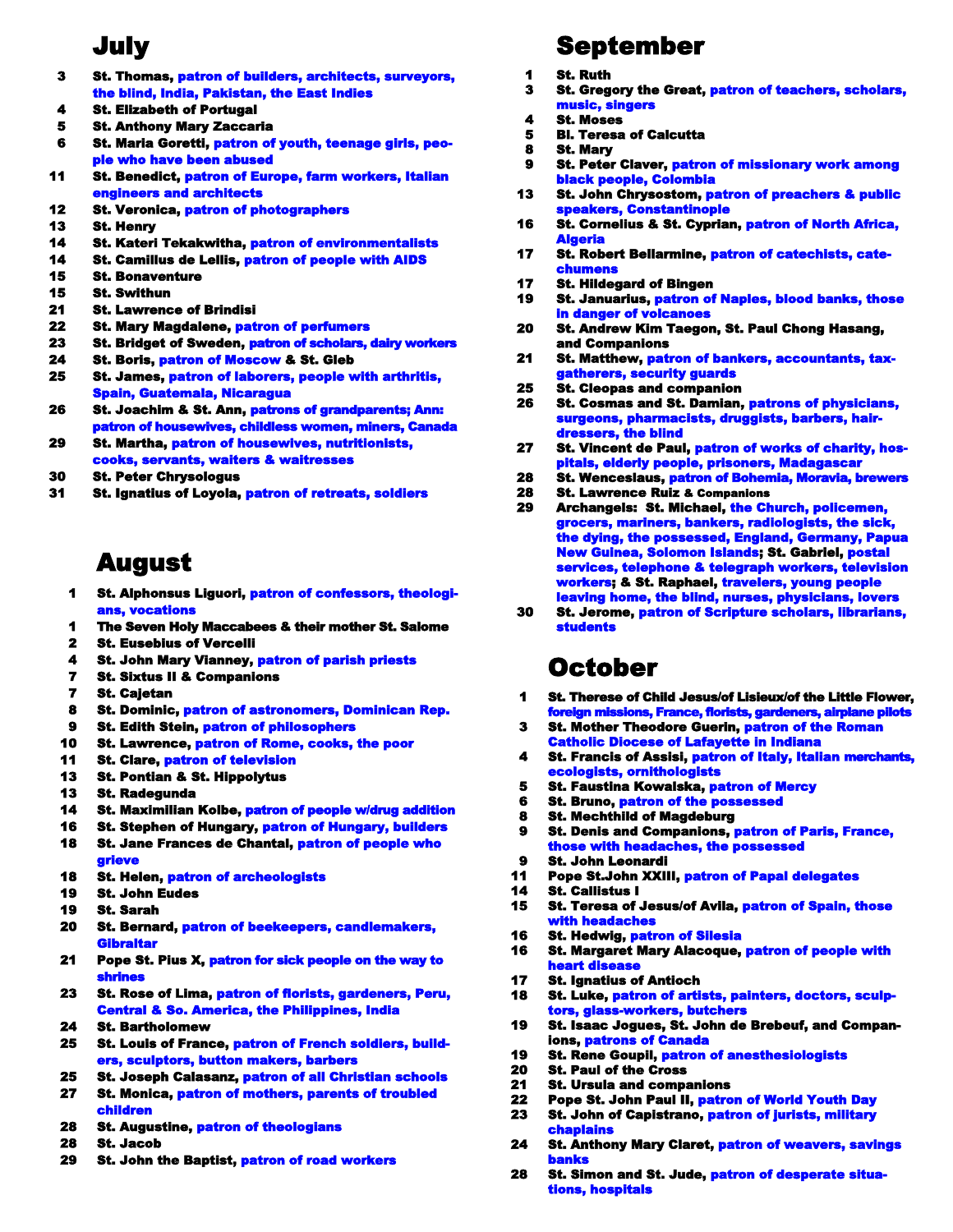# July

- **3** St. Thomas, patron of builders, architects, surveyors, the blind, India, Pakistan, the East Indies
- **4** St. Elizabeth of Portugal
- **5** St. Anthony Mary Zaccaria
- **6** St. Maria Goretti, patron of youth, teenage girls, people who have been abused
- **11** St. Benedict, patron of Europe, farm workers, Italian engineers and architects
- **12** St. Veronica, patron of photographers
- **13** St. Henry
- **14** St. Kateri Tekakwitha, patron of environmentalists
- **14** St. Camillus de Lellis, patron of people with AIDS
- **15** St. Bonaventure
- **15** St. Swithun
- **21** St. Lawrence of Brindisi
- **22** St. Mary Magdalene, patron of perfumers
- **23** St. Bridget of Sweden, patron of scholars, dairy workers
- **24** St. Boris, patron of Moscow & St. Gleb
- **25** St. James, patron of laborers, people with arthritis, Spain, Guatemala, Nicaragua
- **26** St. Joachim & St. Ann, patrons of grandparents; Ann: patron of housewives, childless women, miners, Canada
- **29** St. Martha, patron of housewives, nutritionists, cooks, servants, waiters & waitresses
- **30** St. Peter Chrysologus
- **31** St. Ignatius of Loyola, patron of retreats, soldiers

# August

- **1** St. Alphonsus Liguori, patron of confessors, theologians, vocations
- **1** The Seven Holy Maccabees & their mother St. Salome
- **2** St. Eusebius of Vercelli
- **4** St. John Mary Vianney, patron of parish priests
- **7** St. Sixtus II & Companions
- **7** St. Cajetan
- **8** St. Dominic, patron of astronomers, Dominican Rep.
- **9** St. Edith Stein, patron of philosophers
- **10** St. Lawrence, patron of Rome, cooks, the poor
- **11** St. Clare, patron of television
- **13** St. Pontian & St. Hippolytus
- **13** St. Radegunda
- **14** St. Maximilian Kolbe, patron of people w/drug addition
- **16** St. Stephen of Hungary, patron of Hungary, builders
- **18** St. Jane Frances de Chantal, patron of people who grieve
- **18** St. Helen, patron of archeologists
- **19** St. John Eudes
- **19** St. Sarah
- **20** St. Bernard, patron of beekeepers, candlemakers, Gibraltar
- **21** Pope St. Pius X, patron for sick people on the way to shrines
- **23** St. Rose of Lima, patron of florists, gardeners, Peru, Central & So. America, the Philippines, India
- **24** St. Bartholomew
- **25** St. Louis of France, patron of French soldiers, builders, sculptors, button makers, barbers
- **25** St. Joseph Calasanz, patron of all Christian schools
- **27** St. Monica, patron of mothers, parents of troubled children
- **28** St. Augustine, patron of theologians
- **28** St. Jacob
- **29** St. John the Baptist, patron of road workers

# September

- **1** St. Ruth
- **3** St. Gregory the Great, patron of teachers, scholars, music, singers
- **4** St. Moses
- **5** Bl. Teresa of Calcutta
- **8** St. Mary
- **9** St. Peter Claver, patron of missionary work among black people, Colombia
- **13** St. John Chrysostom, patron of preachers & public speakers, Constantinople
- **16** St. Cornelius & St. Cyprian, patron of North Africa, Algeria
- **17** St. Robert Bellarmine, patron of catechists, catechumens
- **17** St. Hildegard of Bingen
- **19** St. Januarius, patron of Naples, blood banks, those in danger of volcanoes
- **20** St. Andrew Kim Taegon, St. Paul Chong Hasang, and Companions
- **21** St. Matthew, patron of bankers, accountants, tax-gatherers, security guards
- **25** St. Cleopas and companion
- **26** St. Cosmas and St. Damian, patrons of physicians, surgeons, pharmacists, druggists, barbers, hairdressers, the blind
- **27** St. Vincent de Paul, patron of works of charity, hospitals, elderly people, prisoners, Madagascar
- **28** St. Wenceslaus, patron of Bohemia, Moravia, brewers
- **28** St. Lawrence Ruiz & Companions
- **29** Archangels: St. Michael, the Church, policemen, grocers, mariners, bankers, radiologists, the sick, the dying, the possessed, England, Germany, Papua New Guinea, Solomon Islands; St. Gabriel, postal services, telephone & telegraph workers, television workers; & St. Raphael, travelers, young people leaving home, the blind, nurses, physicians, lovers
- **30** St. Jerome, patron of Scripture scholars, librarians, students

# October

- **1** St. Therese of Child Jesus/of Lisieux/of the Little Flower, foreign missions, France, florists, gardeners, airplane pilots
- **3** St. Mother Theodore Guerin, patron of the Roman Catholic Diocese of Lafayette in Indiana
- **4** St. Francis of Assisi, patron of Italy, Italian merchants, ecologists, ornithologists
- **5** St. Faustina Kowalska, patron of Mercy
- **6** St. Bruno, patron of the possessed
- **8** St. Mechthild of Magdeburg
- **9** St. Denis and Companions, patron of Paris, France, those with headaches, the possessed
- **9** St. John Leonardi
- **11** Pope St.John XXIII, patron of Papal delegates
- **14** St. Callistus I
- **15** St. Teresa of Jesus/of Avila, patron of Spain, those with headaches
- **16** St. Hedwig, patron of Silesia
- **16** St. Margaret Mary Alacoque, patron of people with heart disease
- **17** St. Ignatius of Antioch
- **18** St. Luke, patron of artists, painters, doctors, sculptors, glass-workers, butchers
- **19** St. Isaac Jogues, St. John de Brebeuf, and Companions, patrons of Canada
- **19** St. Rene Goupil, patron of anesthesiologists
- **20** St. Paul of the Cross
- **21** St. Ursula and companions
- **22** Pope St. John Paul II, patron of World Youth Day
- **23** St. John of Capistrano, patron of jurists, military chaplains
- **24** St. Anthony Mary Claret, patron of weavers, savings banks
- **28** St. Simon and St. Jude, patron of desperate situations, hospitals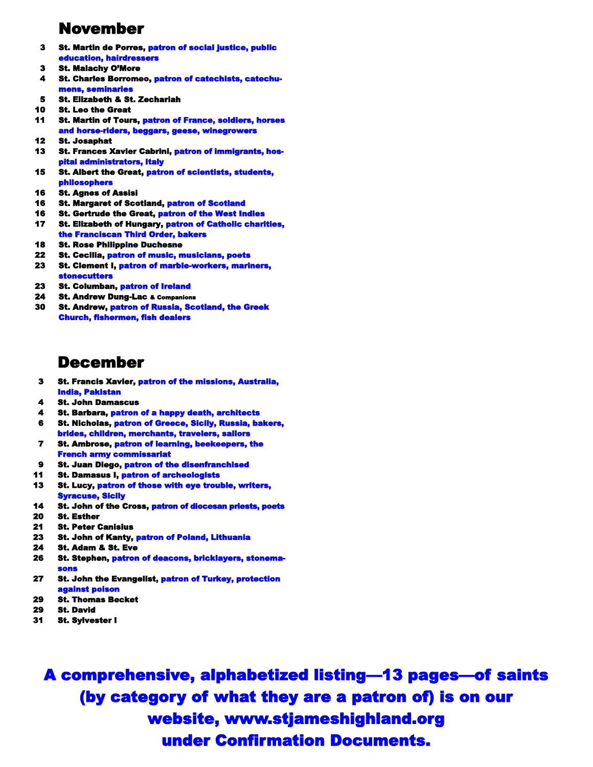## November

3 **St. Martin de Porres**, patron of social justice, public education, hairdressers
3 **St. Malachy O'More**
4 **St. Charles Borromeo**, patron of catechists, catechumens, seminaries
5 **St. Elizabeth & St. Zechariah**
10 **St. Leo the Great**
11 **St. Martin of Tours**, patron of France, soldiers, horses and horse-riders, beggars, geese, winegrowers
12 **St. Josaphat**
13 **St. Frances Xavier Cabrini**, patron of immigrants, hospital administrators, Italy
15 **St. Albert the Great**, patron of scientists, students, philosophers
16 **St. Agnes of Assisi**
16 **St. Margaret of Scotland**, patron of Scotland
16 **St. Gertrude the Great**, patron of the West Indies
17 **St. Elizabeth of Hungary**, patron of Catholic charities, the Franciscan Third Order, bakers
18 **St. Rose Philippine Duchesne**
22 **St. Cecilia**, patron of music, musicians, poets
23 **St. Clement I**, patron of marble-workers, mariners, stonecutters
23 **St. Columban**, patron of Ireland
24 **St. Andrew Dung-Lac** & Companions
30 **St. Andrew**, patron of Russia, Scotland, the Greek Church, fishermen, fish dealers

## December

3 **St. Francis Xavier**, patron of the missions, Australia, India, Pakistan
4 **St. John Damascus**
4 **St. Barbara**, patron of a happy death, architects
6 **St. Nicholas**, patron of Greece, Sicily, Russia, bakers, brides, children, merchants, travelers, sailors
7 **St. Ambrose**, patron of learning, beekeepers, the French army commissariat
9 **St. Juan Diego**, patron of the disenfranchised
11 **St. Damasus I**, patron of archeologists
13 **St. Lucy**, patron of those with eye trouble, writers, Syracuse, Sicily
14 **St. John of the Cross**, patron of diocesan priests, poets
20 **St. Esther**
21 **St. Peter Canisius**
23 **St. John of Kanty**, patron of Poland, Lithuania
24 **St. Adam & St. Eve**
26 **St. Stephen**, patron of deacons, bricklayers, stonemasons
27 **St. John the Evangelist**, patron of Turkey, protection against poison
29 **St. Thomas Becket**
29 **St. David**
31 **St. Sylvester I**

**A comprehensive, alphabetized listing—13 pages—of saints (by category of what they are a patron of) is on our website, www.stjameshighland.org under Confirmation Documents.**